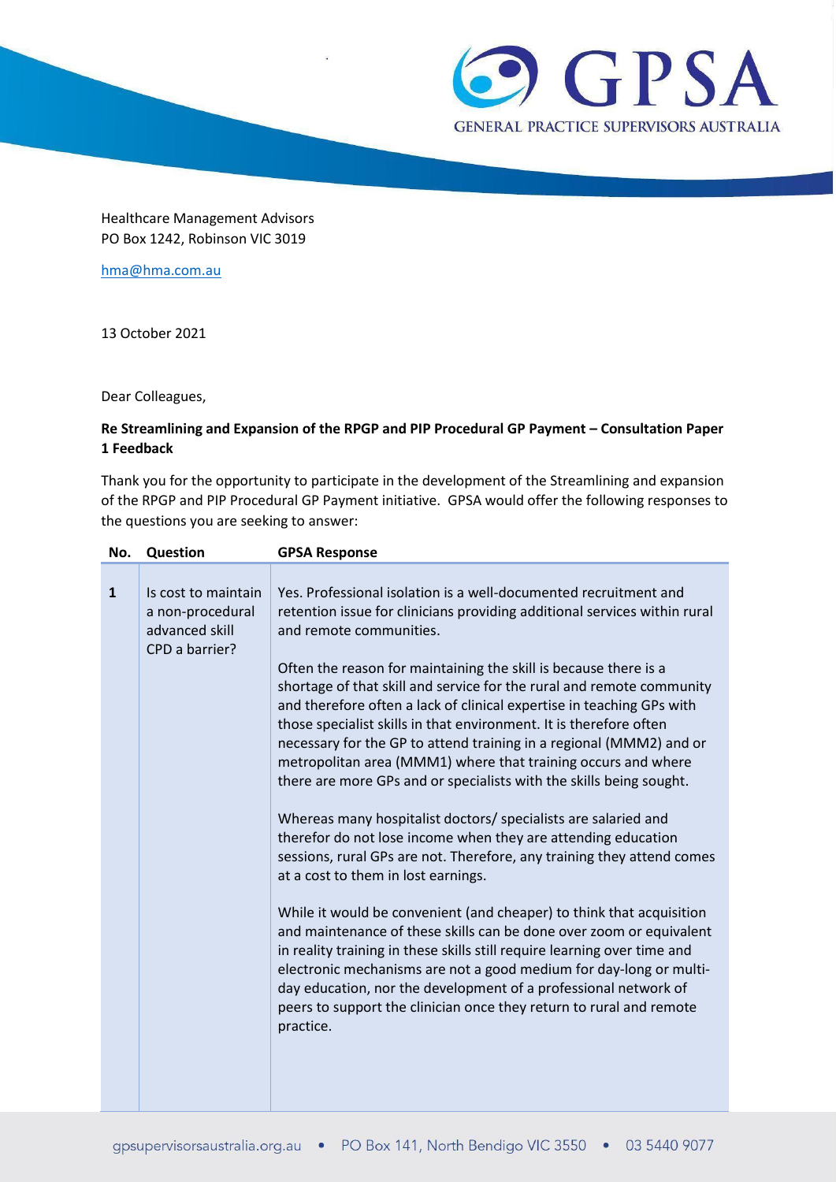Healthcare Management Advisors
PO Box 1242, Robinson VIC 3019

hma@hma.com.au

13 October 2021

Dear Colleagues,

**Re Streamlining and Expansion of the RPGP and PIP Procedural GP Payment – Consultation Paper 1 Feedback**

Thank you for the opportunity to participate in the development of the Streamlining and expansion of the RPGP and PIP Procedural GP Payment initiative. GPSA would offer the following responses to the questions you are seeking to answer:

| No. | Question | GPSA Response |
|---|---|---|
| 1 | Is cost to maintain a non-procedural advanced skill CPD a barrier? | Yes. Professional isolation is a well-documented recruitment and retention issue for clinicians providing additional services within rural and remote communities.<br><br>Often the reason for maintaining the skill is because there is a shortage of that skill and service for the rural and remote community and therefore often a lack of clinical expertise in teaching GPs with those specialist skills in that environment. It is therefore often necessary for the GP to attend training in a regional (MMM2) and or metropolitan area (MMM1) where that training occurs and where there are more GPs and or specialists with the skills being sought.<br><br>Whereas many hospitalist doctors/ specialists are salaried and therefor do not lose income when they are attending education sessions, rural GPs are not. Therefore, any training they attend comes at a cost to them in lost earnings.<br><br>While it would be convenient (and cheaper) to think that acquisition and maintenance of these skills can be done over zoom or equivalent in reality training in these skills still require learning over time and electronic mechanisms are not a good medium for day-long or multi-day education, nor the development of a professional network of peers to support the clinician once they return to rural and remote practice. |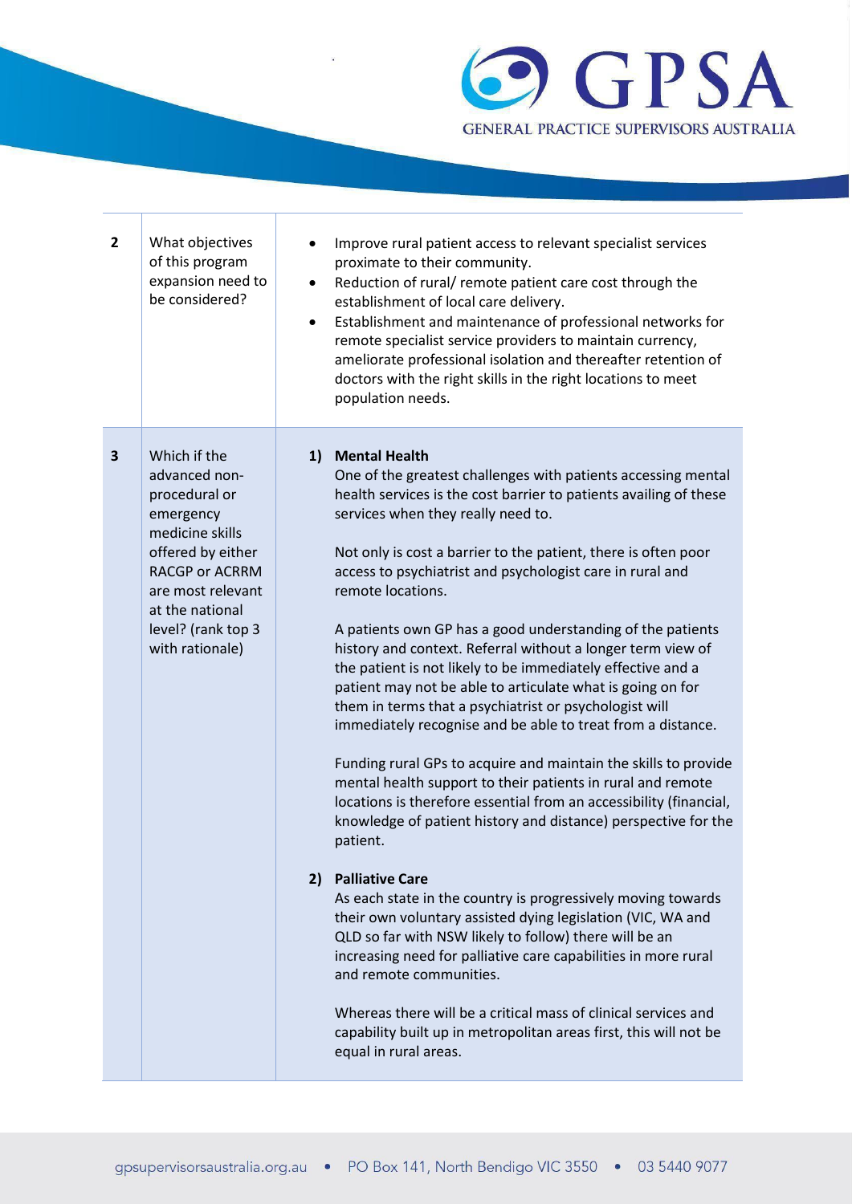| | | |
|---|---|---|
| 2 | What objectives of this program expansion need to be considered? | • Improve rural patient access to relevant specialist services proximate to their community.<br>• Reduction of rural/ remote patient care cost through the establishment of local care delivery.<br>• Establishment and maintenance of professional networks for remote specialist service providers to maintain currency, ameliorate professional isolation and thereafter retention of doctors with the right skills in the right locations to meet population needs. |
| 3 | Which if the advanced non-procedural or emergency medicine skills offered by either RACGP or ACRRM are most relevant at the national level? (rank top 3 with rationale) | **1) Mental Health**<br>One of the greatest challenges with patients accessing mental health services is the cost barrier to patients availing of these services when they really need to.<br><br>Not only is cost a barrier to the patient, there is often poor access to psychiatrist and psychologist care in rural and remote locations.<br><br>A patients own GP has a good understanding of the patients history and context. Referral without a longer term view of the patient is not likely to be immediately effective and a patient may not be able to articulate what is going on for them in terms that a psychiatrist or psychologist will immediately recognise and be able to treat from a distance.<br><br>Funding rural GPs to acquire and maintain the skills to provide mental health support to their patients in rural and remote locations is therefore essential from an accessibility (financial, knowledge of patient history and distance) perspective for the patient.<br><br>**2) Palliative Care**<br>As each state in the country is progressively moving towards their own voluntary assisted dying legislation (VIC, WA and QLD so far with NSW likely to follow) there will be an increasing need for palliative care capabilities in more rural and remote communities.<br><br>Whereas there will be a critical mass of clinical services and capability built up in metropolitan areas first, this will not be equal in rural areas. |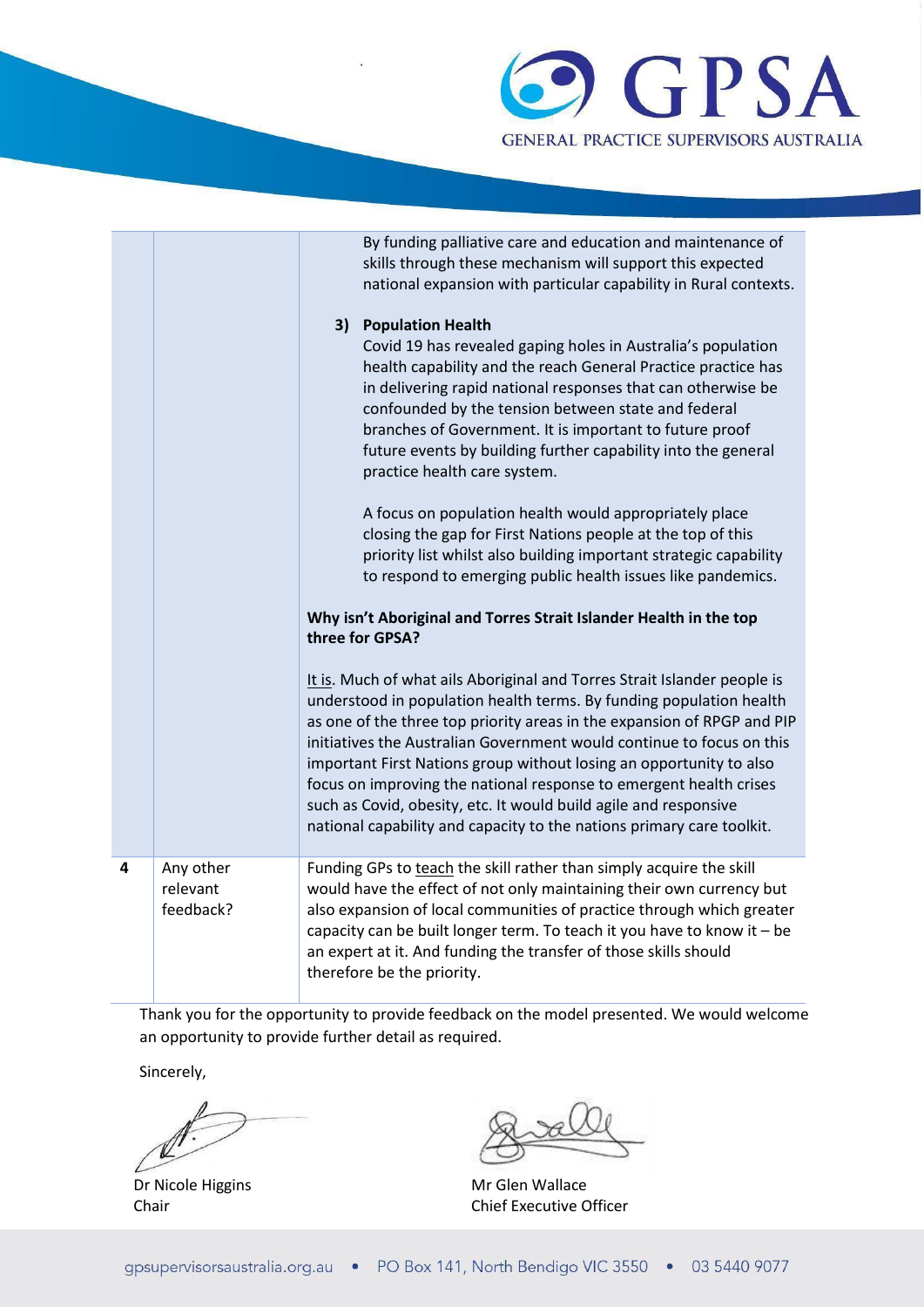| | | |
|---|---|---|
| | | By funding palliative care and education and maintenance of skills through these mechanism will support this expected national expansion with particular capability in Rural contexts.<br><br>**3) Population Health**<br>Covid 19 has revealed gaping holes in Australia's population health capability and the reach General Practice practice has in delivering rapid national responses that can otherwise be confounded by the tension between state and federal branches of Government. It is important to future proof future events by building further capability into the general practice health care system.<br><br>A focus on population health would appropriately place closing the gap for First Nations people at the top of this priority list whilst also building important strategic capability to respond to emerging public health issues like pandemics.<br><br>**Why isn't Aboriginal and Torres Strait Islander Health in the top three for GPSA?**<br><br><u>It is</u>. Much of what ails Aboriginal and Torres Strait Islander people is understood in population health terms. By funding population health as one of the three top priority areas in the expansion of RPGP and PIP initiatives the Australian Government would continue to focus on this important First Nations group without losing an opportunity to also focus on improving the national response to emergent health crises such as Covid, obesity, etc. It would build agile and responsive national capability and capacity to the nations primary care toolkit. |
| **4** | Any other relevant feedback? | Funding GPs to <u>teach</u> the skill rather than simply acquire the skill would have the effect of not only maintaining their own currency but also expansion of local communities of practice through which greater capacity can be built longer term. To teach it you have to know it – be an expert at it. And funding the transfer of those skills should therefore be the priority. |

Thank you for the opportunity to provide feedback on the model presented. We would welcome an opportunity to provide further detail as required.

Sincerely,

Dr Nicole Higgins
Chair

Mr Glen Wallace
Chief Executive Officer